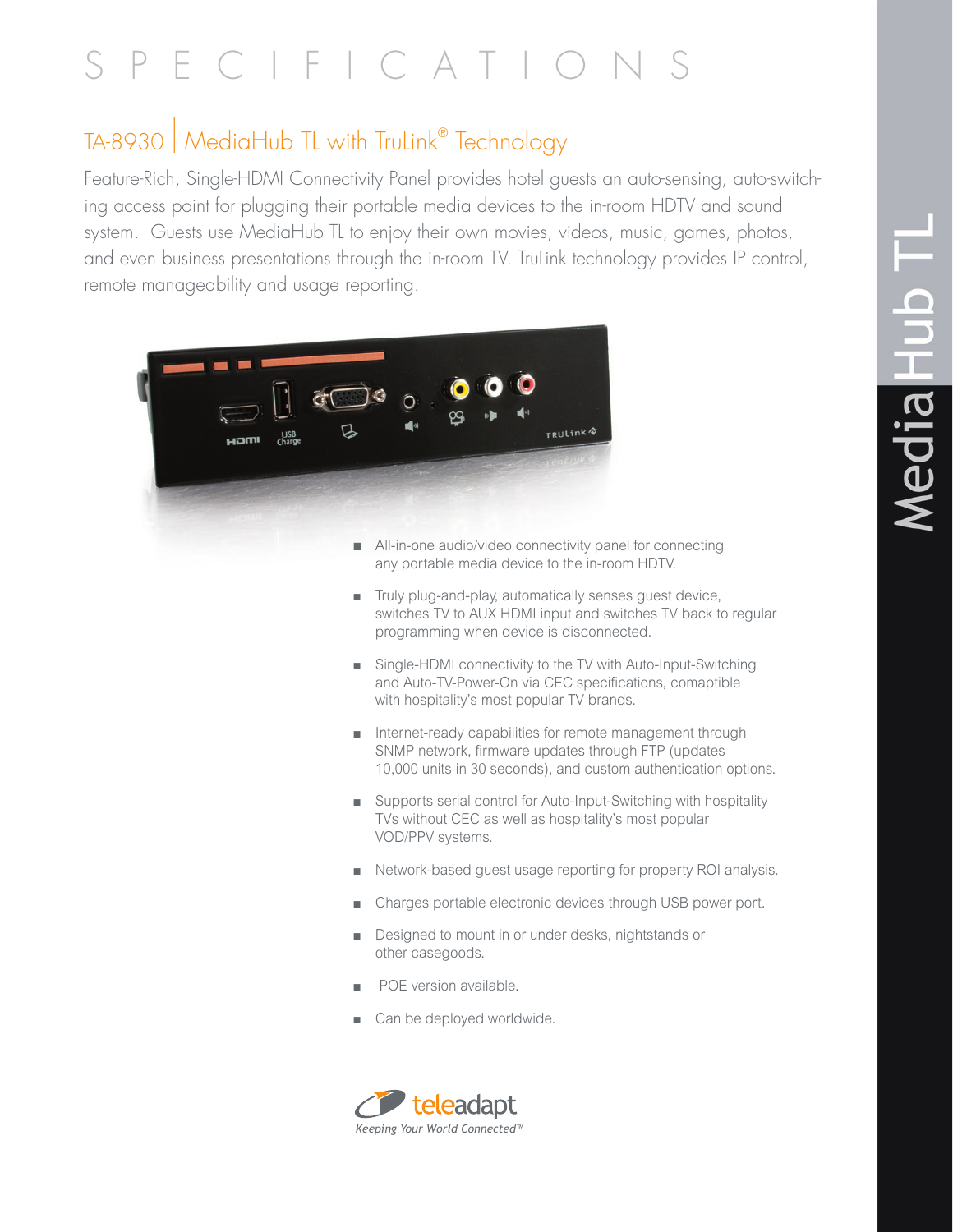# SPECIFICATIONS

## TA-8930 | MediaHub TL with TruLink® Technology

Feature-Rich, Single-HDMI Connectivity Panel provides hotel guests an auto-sensing, auto-switching access point for plugging their portable media devices to the in-room HDTV and sound system. Guests use MediaHub TL to enjoy their own movies, videos, music, games, photos, and even business presentations through the in-room TV. TruLink technology provides IP control, remote manageability and usage reporting.

- All-in-one audio/video connectivity panel for connecting any portable media device to the in-room HDTV.
- Truly plug-and-play, automatically senses guest device, switches TV to AUX HDMI input and switches TV back to regular programming when device is disconnected.
- Single-HDMI connectivity to the TV with Auto-Input-Switching and Auto-TV-Power-On via CEC specifications, comaptible with hospitality's most popular TV brands.
- Internet-ready capabilities for remote management through SNMP network, firmware updates through FTP (updates 10,000 units in 30 seconds), and custom authentication options.
- Supports serial control for Auto-Input-Switching with hospitality TVs without CEC as well as hospitality's most popular VOD/PPV systems.
- Network-based guest usage reporting for property ROI analysis.
- Charges portable electronic devices through USB power port.
- Designed to mount in or under desks, nightstands or other casegoods.
- POE version available.
- Can be deployed worldwide.

teleadapt
*Keeping Your World Connected™*

MediaHub TL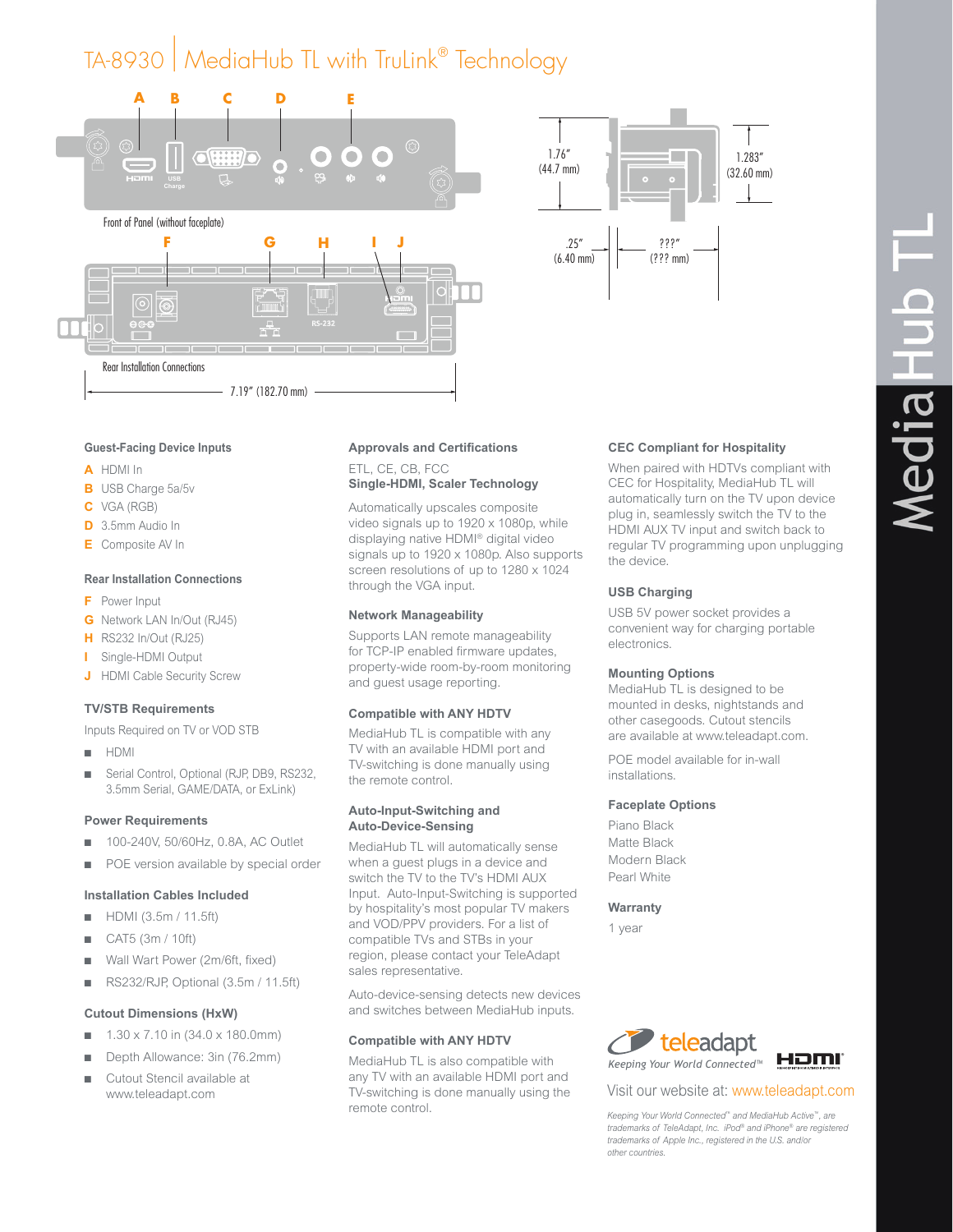# TA-8930 | MediaHub TL with TruLink® Technology

A B C D E

HDMI USB Charge

Front of Panel (without faceplate)

F G H I J

RS-232

Rear Installation Connections

7.19" (182.70 mm)

1.76" (44.7 mm)

1.283" (32.60 mm)

.25" (6.40 mm)

???" (??? mm)

### Guest-Facing Device Inputs

- **A** HDMI In
- **B** USB Charge 5a/5v
- **C** VGA (RGB)
- **D** 3.5mm Audio In
- **E** Composite AV In

### Rear Installation Connections

- **F** Power Input
- **G** Network LAN In/Out (RJ45)
- **H** RS232 In/Out (RJ25)
- **I** Single-HDMI Output
- **J** HDMI Cable Security Screw

### TV/STB Requirements

Inputs Required on TV or VOD STB

- HDMI
- Serial Control, Optional (RJP, DB9, RS232, 3.5mm Serial, GAME/DATA, or ExLink)

### Power Requirements

- 100-240V, 50/60Hz, 0.8A, AC Outlet
- POE version available by special order

### Installation Cables Included

- HDMI (3.5m / 11.5ft)
- CAT5 (3m / 10ft)
- Wall Wart Power (2m/6ft, fixed)
- RS232/RJP, Optional (3.5m / 11.5ft)

### Cutout Dimensions (HxW)

- 1.30 x 7.10 in (34.0 x 180.0mm)
- Depth Allowance: 3in (76.2mm)
- Cutout Stencil available at www.teleadapt.com

### Approvals and Certifications

ETL, CE, CB, FCC

**Single-HDMI, Scaler Technology**

Automatically upscales composite video signals up to 1920 x 1080p, while displaying native HDMI® digital video signals up to 1920 x 1080p. Also supports screen resolutions of up to 1280 x 1024 through the VGA input.

### Network Manageability

Supports LAN remote manageability for TCP-IP enabled firmware updates, property-wide room-by-room monitoring and guest usage reporting.

### Compatible with ANY HDTV

MediaHub TL is compatible with any TV with an available HDMI port and TV-switching is done manually using the remote control.

### Auto-Input-Switching and Auto-Device-Sensing

MediaHub TL will automatically sense when a guest plugs in a device and switch the TV to the TV's HDMI AUX Input. Auto-Input-Switching is supported by hospitality's most popular TV makers and VOD/PPV providers. For a list of compatible TVs and STBs in your region, please contact your TeleAdapt sales representative.

Auto-device-sensing detects new devices and switches between MediaHub inputs.

### Compatible with ANY HDTV

MediaHub TL is also compatible with any TV with an available HDMI port and TV-switching is done manually using the remote control.

### CEC Compliant for Hospitality

When paired with HDTVs compliant with CEC for Hospitality, MediaHub TL will automatically turn on the TV upon device plug in, seamlessly switch the TV to the HDMI AUX TV input and switch back to regular TV programming upon unplugging the device.

### USB Charging

USB 5V power socket provides a convenient way for charging portable electronics.

### Mounting Options

MediaHub TL is designed to be mounted in desks, nightstands and other casegoods. Cutout stencils are available at www.teleadapt.com.

POE model available for in-wall installations.

### Faceplate Options

Piano Black
Matte Black
Modern Black
Pearl White

### Warranty

1 year

teleadapt
*Keeping Your World Connected™*

HDMI

Visit our website at: www.teleadapt.com

*Keeping Your World Connected™ and MediaHub Active™, are trademarks of TeleAdapt, Inc. iPod® and iPhone® are registered trademarks of Apple Inc., registered in the U.S. and/or other countries.*

MediaHub TL